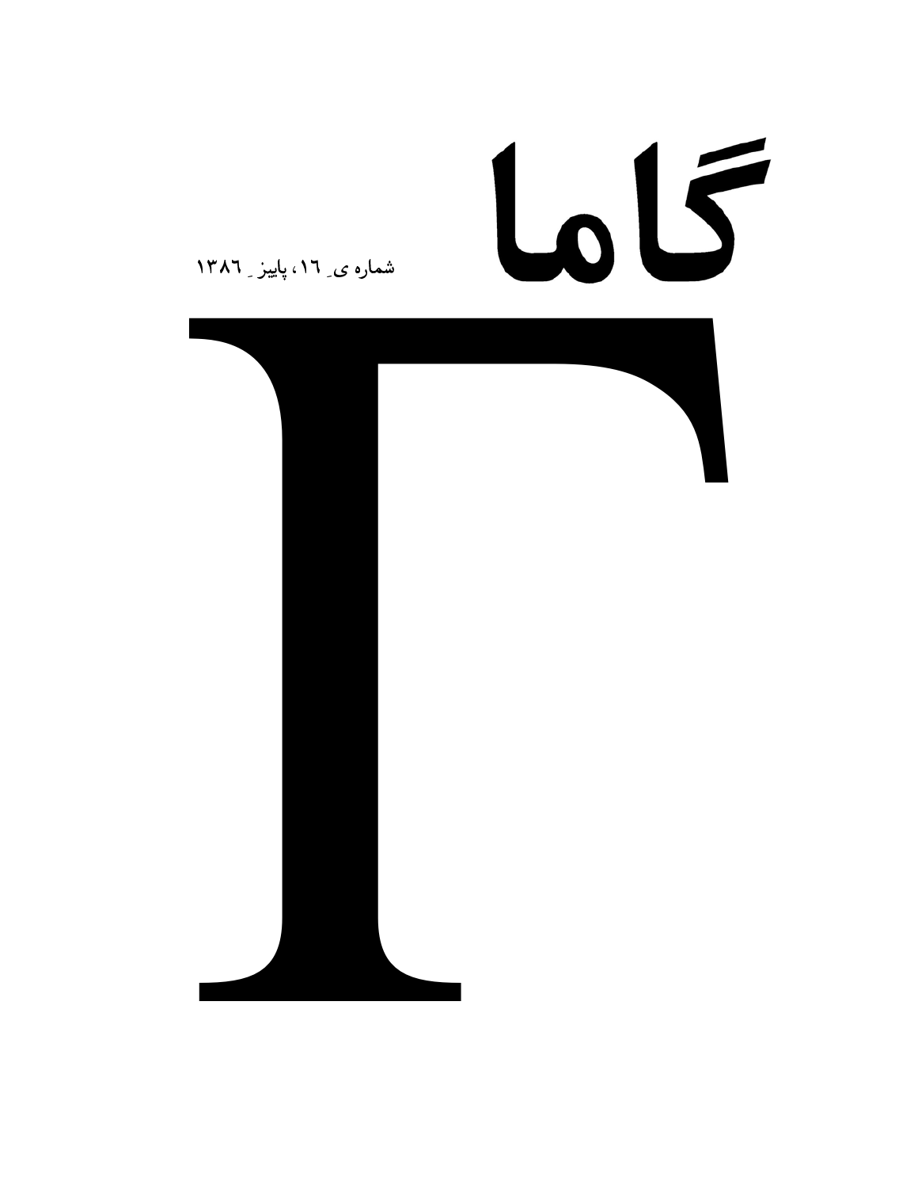# گاما

شماره ی ۱۶، پاییز ۱۳۸۶

# Γ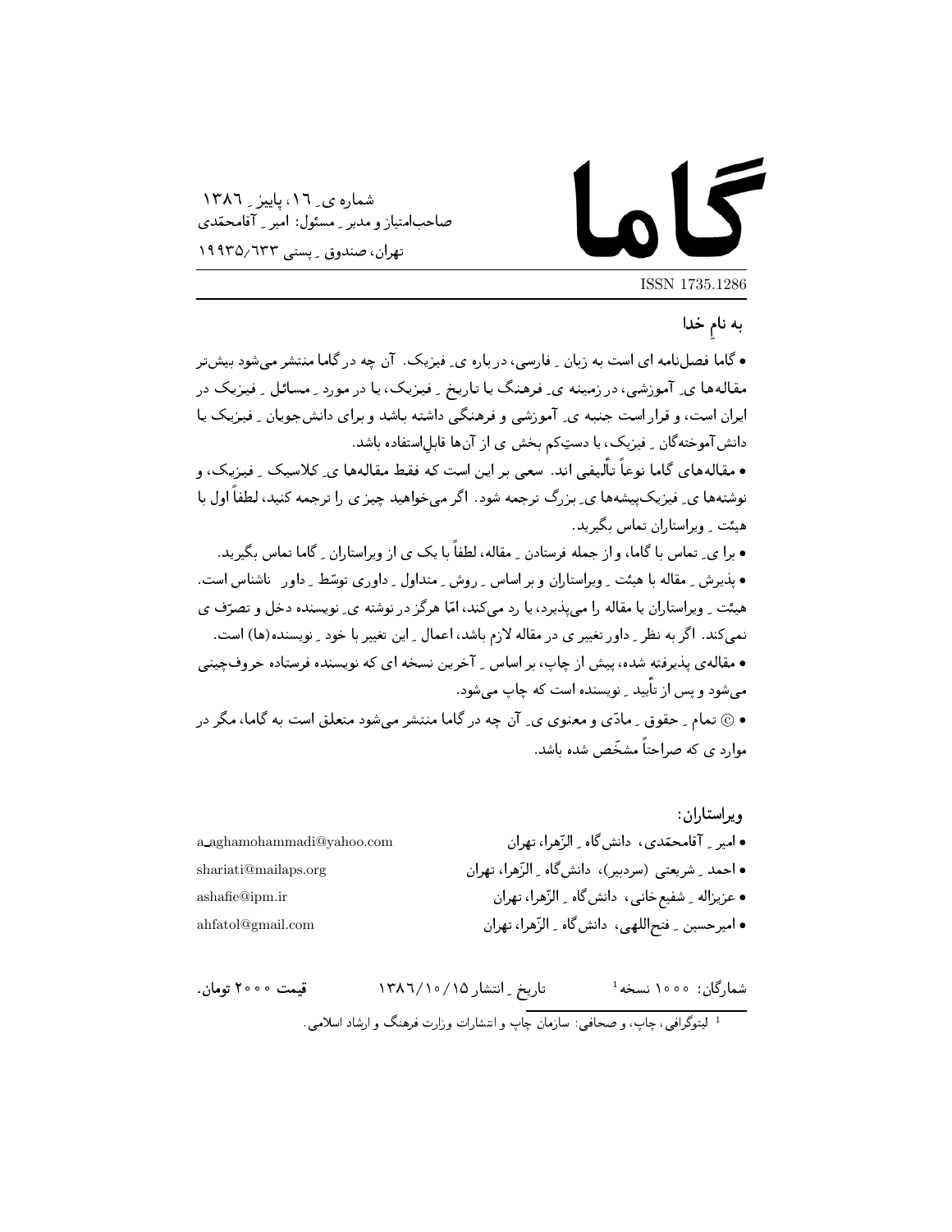# گاما

شماره ی ـ ۱۶، پاییز ـ ۱۳۸۶
صاحب‌امتیاز و مدیر ـ مسئول: امیر ـ آقامحمّدی
تهران، صندوق ـ پستی ۱۹۹۳۵/۶۳۳

ISSN 1735.1286

---

**به نامِ خدا**

• گاما فصل‌نامه ای است به زبان ـ فارسی، درباره ی ـ فیزیک. آن چه در گاما منتشر می‌شود بیش‌تر مقاله‌ها ی ـ آموزشی، در زمینه ی ـ فرهنگ یا تاریخ ـ فیزیک، یا در مورد ـ مسائل ـ فیزیک در ایران است، و قرار است جنبه ی ـ آموزشی و فرهنگی داشته باشد و برای دانش‌جویان ـ فیزیک یا دانش‌آموخته‌گان ـ فیزیک، یا دستِ‌کم بخش ی از آن‌ها قابلِ‌استفاده باشد.

• مقاله‌های گاما نوعاً تألیفی اند. سعی بر این است که فقط مقاله‌ها ی ـ کلاسیک ـ فیزیک، و نوشته‌ها ی ـ فیزیک‌پیشه‌ها ی ـ بزرگ ترجمه شود. اگر می‌خواهید چیز ی را ترجمه کنید، لطفاً اول با هیئت ـ ویراستاران تماس بگیرید.

• برا ی ـ تماس با گاما، و از جمله فرستادن ـ مقاله، لطفاً با یک ی از ویراستاران ـ گاما تماس بگیرید.

• پذیرش ـ مقاله با هیئت ـ ویراستاران و بر اساس ـ روش ـ متداول ـ داوری توسّط ـ داور ـ ناشناس است. هیئت ـ ویراستاران یا مقاله را می‌پذیرد، یا رد می‌کند، امّا هرگز در نوشته ی ـ نویسنده دخل و تصرّف ی نمی‌کند. اگر به نظر ـ داور تغییر ی در مقاله لازم باشد، اعمال ـ این تغییر با خود ـ نویسنده(ها) است.

• مقاله‌ی پذیرفته شده، پیش از چاپ، بر اساس ـ آخرین نسخه ای که نویسنده فرستاده حروف‌چینی می‌شود و پس از تأیید ـ نویسنده است که چاپ می‌شود.

• © تمام ـ حقوق ـ مادّی و معنوی ی ـ آن چه در گاما منتشر می‌شود متعلق است به گاما، مگر در موارد ی که صراحتاً مشخّص شده باشد.

**ویراستاران:**

| | |
|---|---|
| • امیر ـ آقامحمّدی، دانش‌گاه ـ الزّهرا، تهران | a_aghamohammadi@yahoo.com |
| • احمد ـ شریعتی (سردبیر)، دانش‌گاه ـ الزّهرا، تهران | shariati@mailaps.org |
| • عزیزاله ـ شفیع‌خانی، دانش‌گاه ـ الزّهرا، تهران | ashafie@ipm.ir |
| • امیرحسین ـ فتح‌اللهی، دانش‌گاه ـ الزّهرا، تهران | ahfatol@gmail.com |

شمارگان: ۱۰۰۰ نسخه[1] &nbsp;&nbsp;&nbsp;&nbsp; تاریخ ـ انتشار ۱۳۸۶/۱۰/۱۵ &nbsp;&nbsp;&nbsp;&nbsp; **قیمت ۲۰۰۰ تومان.**

---

[1] لیتوگرافی، چاپ، و صحافی: سازمان چاپ و انتشارات وزارت فرهنگ و ارشاد اسلامی.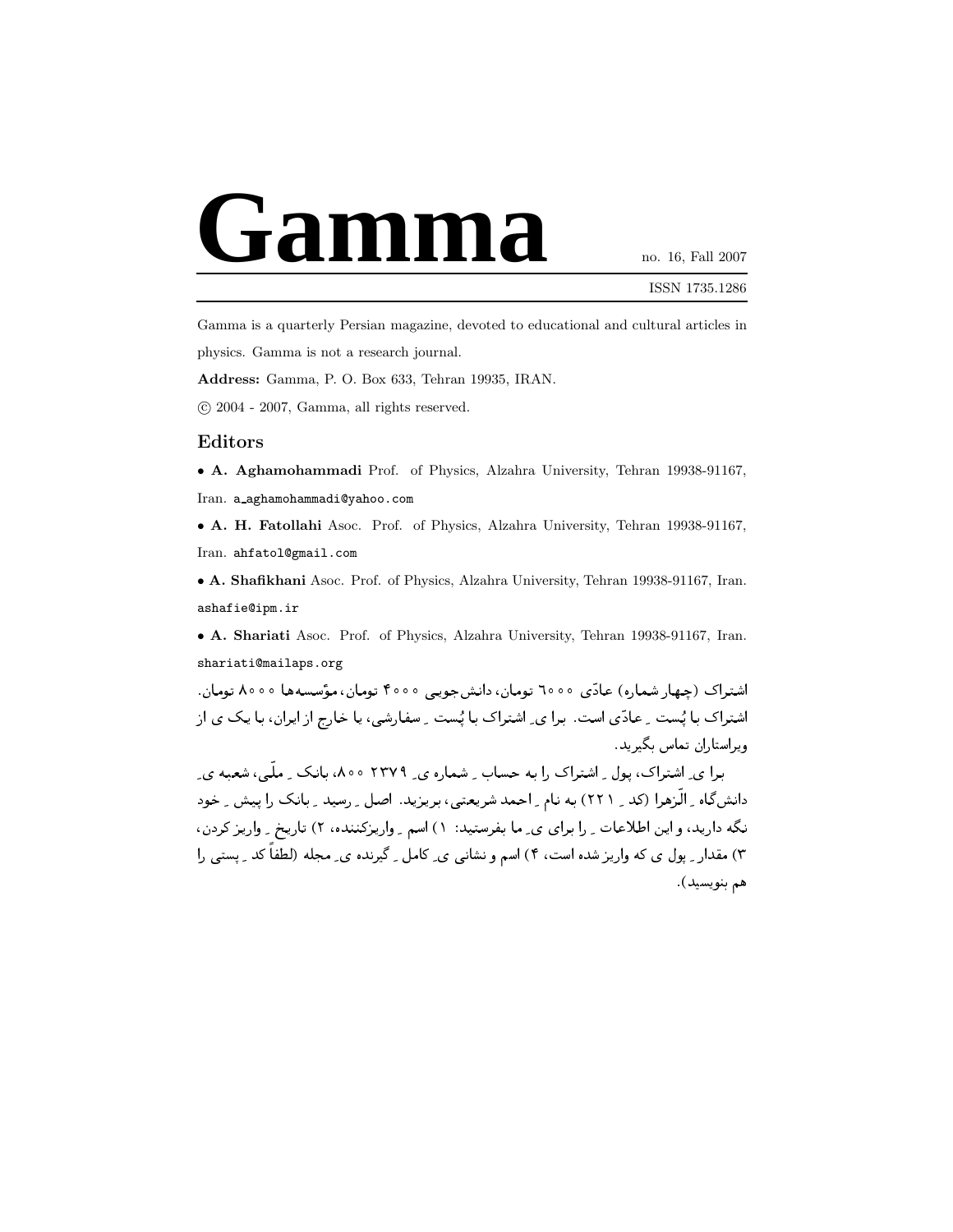# Gamma

no. 16, Fall 2007

ISSN 1735.1286

Gamma is a quarterly Persian magazine, devoted to educational and cultural articles in physics. Gamma is not a research journal.

**Address:** Gamma, P. O. Box 633, Tehran 19935, IRAN.

© 2004 - 2007, Gamma, all rights reserved.

## Editors

- **A. Aghamohammadi** Prof. of Physics, Alzahra University, Tehran 19938-91167, Iran. a_aghamohammadi@yahoo.com
- **A. H. Fatollahi** Asoc. Prof. of Physics, Alzahra University, Tehran 19938-91167, Iran. ahfatol@gmail.com
- **A. Shafikhani** Asoc. Prof. of Physics, Alzahra University, Tehran 19938-91167, Iran. ashafie@ipm.ir
- **A. Shariati** Asoc. Prof. of Physics, Alzahra University, Tehran 19938-91167, Iran. shariati@mailaps.org

اشتراک (چهار شماره) عادّی ۶۰۰۰ تومان، دانش‌جویی ۴۰۰۰ تومان، مؤسسه‌ها ۸۰۰۰ تومان. اشتراک با پُست ِ عادّی است. برا ی ِ اشتراک با پُست ِ سفارشی، یا خارج از ایران، با یک ی از ویراستاران تماس بگیرید.

برا ی ِ اشتراک، پول ِ اشتراک را به حساب ِ شماره ی ِ ۲۳۷۹ ۸۰۰، بانک ِ ملّی، شعبه ی ِ دانش‌گاه ِ الزّهرا (کد ِ ۲۲۱) به نام ِ احمد شریعتی، بریزید. اصل ِ رسید ِ بانک را پیش ِ خود نگه دارید، و این اطلاعات ِ را برای ی ِ ما بفرستید: ۱) اسم ِ واریزکننده، ۲) تاریخ ِ واریز کردن، ۳) مقدار ِ پول ی که واریز شده است، ۴) اسم و نشانی ی ِ کامل ِ گیرنده ی ِ مجله (لطفاً کد ِ پستی را هم بنویسید).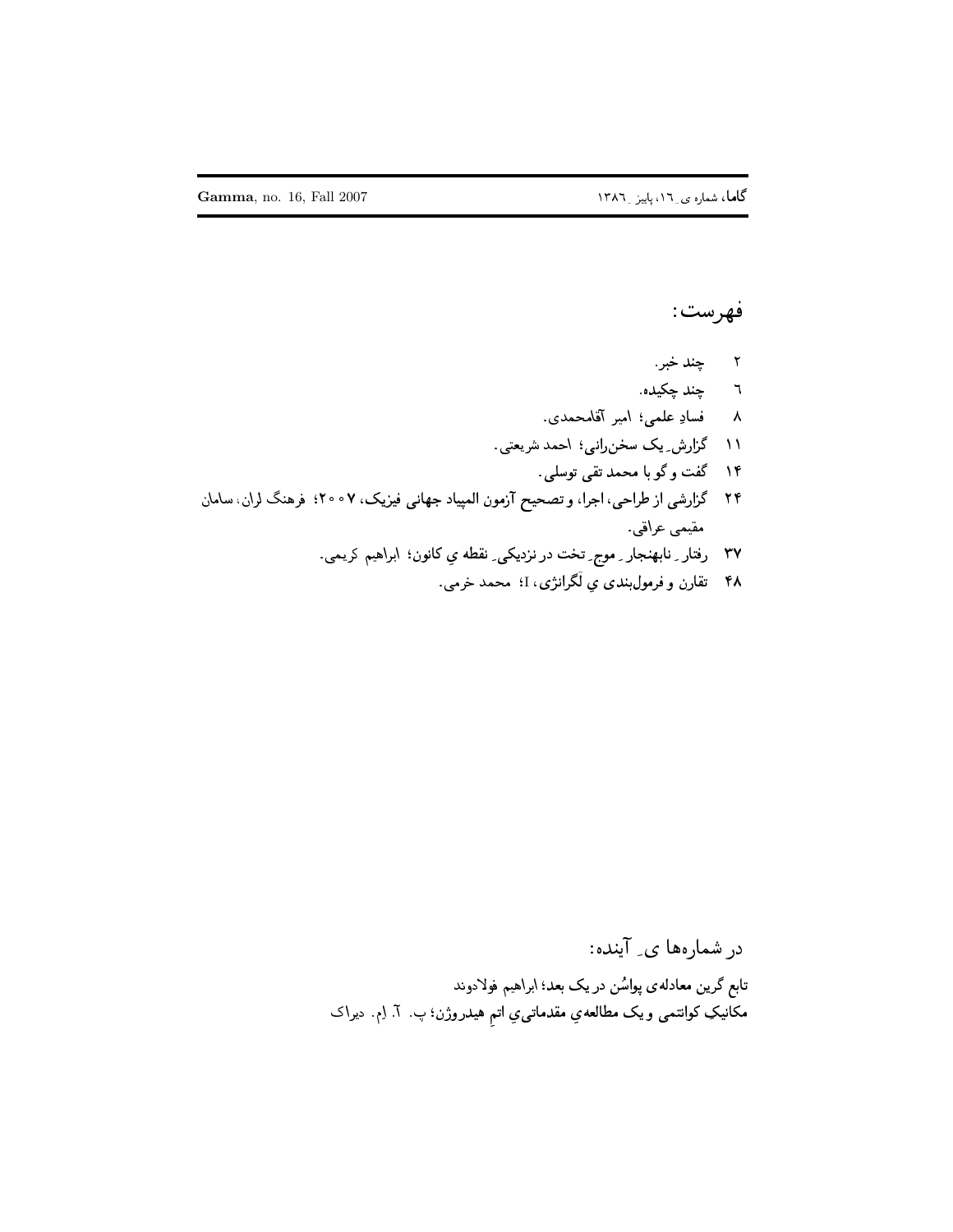# فهرست:

۲ چند خبر.

۶ چند چکیده.

۸ فسادِ علمی؛ امیر آقامحمدی.

۱۱ گزارش ِ یک سخن‌رانی؛ احمد شریعتی.

۱۴ گفت و گو با محمد تقی توسلی.

۲۴ گزارشی از طراحی، اجرا، و تصحیح آزمون المپیاد جهانی فیزیک، ۲۰۰۷؛ فرهنگ لران، سامان مقیمی عراقی.

۳۷ رفتار ِ نابهنجار ِ موج ِ تخت در نزدیکی ِ نقطه یِ کانون؛ ابراهیم کریمی.

۴۸ تقارن و فرمول‌بندی یِ لَگرانژی، I؛ محمد خرمی.

## در شماره‌ها ی ِ آینده:

**تابع گرین معادله‌ی پواسُن در یک بعد؛ ابراهیم فولادوند**

**مکانیکِ کوانتمی و یک مطالعه‌یِ مقدماتی‌یِ اتمِ هیدروژن؛ پ. آ. اِم. دیراک**